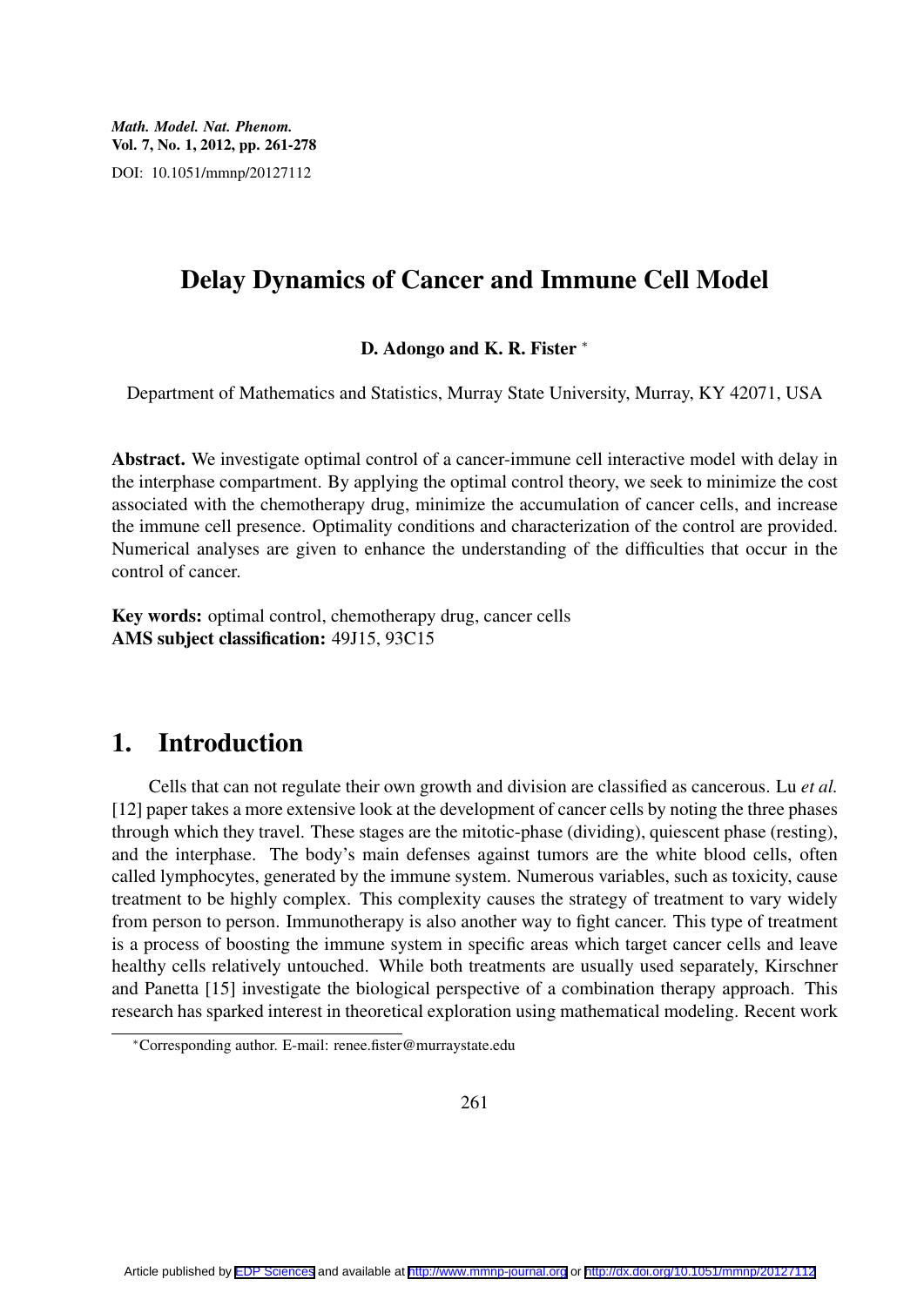# Delay Dynamics of Cancer and Immune Cell Model

**D. Adongo and K. R. Fister** [*]

Department of Mathematics and Statistics, Murray State University, Murray, KY 42071, USA

**Abstract.** We investigate optimal control of a cancer-immune cell interactive model with delay in the interphase compartment. By applying the optimal control theory, we seek to minimize the cost associated with the chemotherapy drug, minimize the accumulation of cancer cells, and increase the immune cell presence. Optimality conditions and characterization of the control are provided. Numerical analyses are given to enhance the understanding of the difficulties that occur in the control of cancer.

**Key words:** optimal control, chemotherapy drug, cancer cells
**AMS subject classification:** 49J15, 93C15

## 1. Introduction

Cells that can not regulate their own growth and division are classified as cancerous. Lu *et al.* [12] paper takes a more extensive look at the development of cancer cells by noting the three phases through which they travel. These stages are the mitotic-phase (dividing), quiescent phase (resting), and the interphase. The body's main defenses against tumors are the white blood cells, often called lymphocytes, generated by the immune system. Numerous variables, such as toxicity, cause treatment to be highly complex. This complexity causes the strategy of treatment to vary widely from person to person. Immunotherapy is also another way to fight cancer. This type of treatment is a process of boosting the immune system in specific areas which target cancer cells and leave healthy cells relatively untouched. While both treatments are usually used separately, Kirschner and Panetta [15] investigate the biological perspective of a combination therapy approach. This research has sparked interest in theoretical exploration using mathematical modeling. Recent work

[*] Corresponding author. E-mail: renee.fister@murraystate.edu

Article published by EDP Sciences and available at http://www.mmnp-journal.org or http://dx.doi.org/10.1051/mmnp/20127112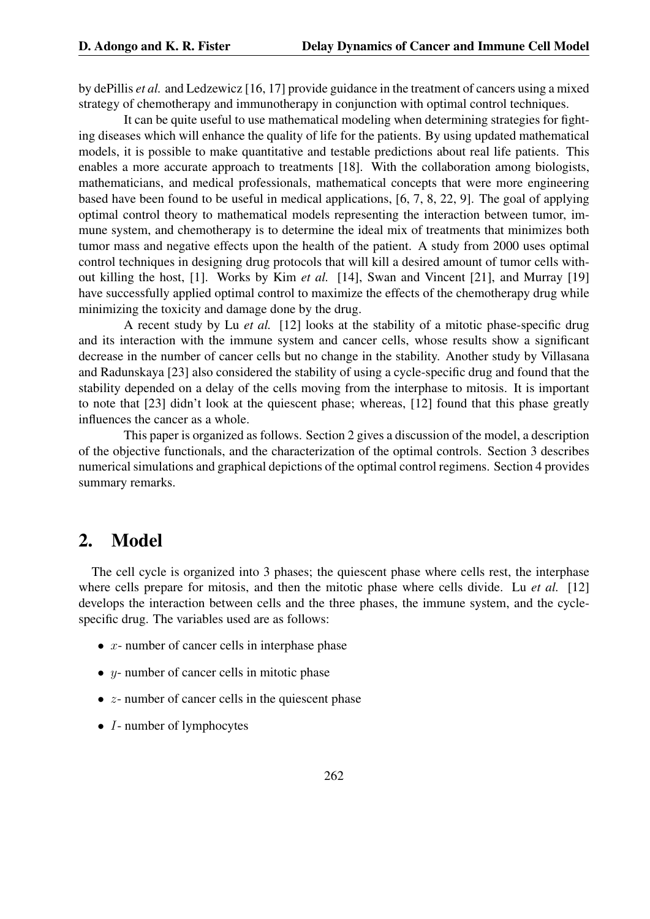by dePillis *et al.* and Ledzewicz [16, 17] provide guidance in the treatment of cancers using a mixed strategy of chemotherapy and immunotherapy in conjunction with optimal control techniques.

It can be quite useful to use mathematical modeling when determining strategies for fighting diseases which will enhance the quality of life for the patients. By using updated mathematical models, it is possible to make quantitative and testable predictions about real life patients. This enables a more accurate approach to treatments [18]. With the collaboration among biologists, mathematicians, and medical professionals, mathematical concepts that were more engineering based have been found to be useful in medical applications, [6, 7, 8, 22, 9]. The goal of applying optimal control theory to mathematical models representing the interaction between tumor, immune system, and chemotherapy is to determine the ideal mix of treatments that minimizes both tumor mass and negative effects upon the health of the patient. A study from 2000 uses optimal control techniques in designing drug protocols that will kill a desired amount of tumor cells without killing the host, [1]. Works by Kim *et al.* [14], Swan and Vincent [21], and Murray [19] have successfully applied optimal control to maximize the effects of the chemotherapy drug while minimizing the toxicity and damage done by the drug.

A recent study by Lu *et al.* [12] looks at the stability of a mitotic phase-specific drug and its interaction with the immune system and cancer cells, whose results show a significant decrease in the number of cancer cells but no change in the stability. Another study by Villasana and Radunskaya [23] also considered the stability of using a cycle-specific drug and found that the stability depended on a delay of the cells moving from the interphase to mitosis. It is important to note that [23] didn't look at the quiescent phase; whereas, [12] found that this phase greatly influences the cancer as a whole.

This paper is organized as follows. Section 2 gives a discussion of the model, a description of the objective functionals, and the characterization of the optimal controls. Section 3 describes numerical simulations and graphical depictions of the optimal control regimens. Section 4 provides summary remarks.

## 2. Model

The cell cycle is organized into 3 phases; the quiescent phase where cells rest, the interphase where cells prepare for mitosis, and then the mitotic phase where cells divide. Lu *et al.* [12] develops the interaction between cells and the three phases, the immune system, and the cycle-specific drug. The variables used are as follows:

- $x$- number of cancer cells in interphase phase
- $y$- number of cancer cells in mitotic phase
- $z$- number of cancer cells in the quiescent phase
- $I$- number of lymphocytes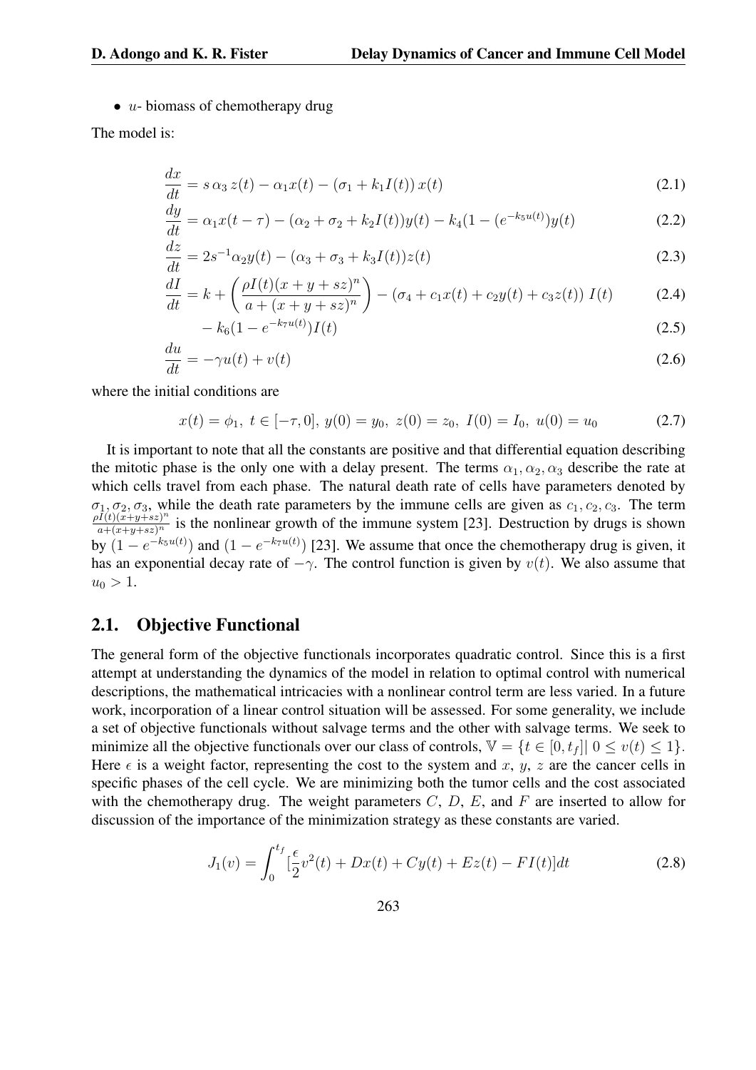- $u$- biomass of chemotherapy drug

The model is:

$$\frac{dx}{dt} = s\,\alpha_3\,z(t) - \alpha_1 x(t) - (\sigma_1 + k_1 I(t))\,x(t) \tag{2.1}$$

$$\frac{dy}{dt} = \alpha_1 x(t-\tau) - (\alpha_2 + \sigma_2 + k_2 I(t))y(t) - k_4(1 - (e^{-k_5 u(t)})y(t) \tag{2.2}$$

$$\frac{dz}{dt} = 2s^{-1}\alpha_2 y(t) - (\alpha_3 + \sigma_3 + k_3 I(t))z(t) \tag{2.3}$$

$$\frac{dI}{dt} = k + \left(\frac{\rho I(t)(x+y+sz)^n}{a + (x+y+sz)^n}\right) - (\sigma_4 + c_1 x(t) + c_2 y(t) + c_3 z(t))\,I(t) \tag{2.4}$$

$$- k_6(1 - e^{-k_7 u(t)})I(t) \tag{2.5}$$

$$\frac{du}{dt} = -\gamma u(t) + v(t) \tag{2.6}$$

where the initial conditions are

$$x(t) = \phi_1,\ t \in [-\tau, 0],\ y(0) = y_0,\ z(0) = z_0,\ I(0) = I_0,\ u(0) = u_0 \tag{2.7}$$

It is important to note that all the constants are positive and that differential equation describing the mitotic phase is the only one with a delay present. The terms $\alpha_1, \alpha_2, \alpha_3$ describe the rate at which cells travel from each phase. The natural death rate of cells have parameters denoted by $\sigma_1, \sigma_2, \sigma_3$, while the death rate parameters by the immune cells are given as $c_1, c_2, c_3$. The term $\frac{\rho I(t)(x+y+sz)^n}{a+(x+y+sz)^n}$ is the nonlinear growth of the immune system [23]. Destruction by drugs is shown by $(1 - e^{-k_5 u(t)})$ and $(1 - e^{-k_7 u(t)})$ [23]. We assume that once the chemotherapy drug is given, it has an exponential decay rate of $-\gamma$. The control function is given by $v(t)$. We also assume that $u_0 > 1$.

## 2.1. Objective Functional

The general form of the objective functionals incorporates quadratic control. Since this is a first attempt at understanding the dynamics of the model in relation to optimal control with numerical descriptions, the mathematical intricacies with a nonlinear control term are less varied. In a future work, incorporation of a linear control situation will be assessed. For some generality, we include a set of objective functionals without salvage terms and the other with salvage terms. We seek to minimize all the objective functionals over our class of controls, $\mathbb{V} = \{t \in [0, t_f] |\ 0 \leq v(t) \leq 1\}$. Here $\epsilon$ is a weight factor, representing the cost to the system and $x$, $y$, $z$ are the cancer cells in specific phases of the cell cycle. We are minimizing both the tumor cells and the cost associated with the chemotherapy drug. The weight parameters $C$, $D$, $E$, and $F$ are inserted to allow for discussion of the importance of the minimization strategy as these constants are varied.

$$J_1(v) = \int_0^{t_f} [\frac{\epsilon}{2} v^2(t) + Dx(t) + Cy(t) + Ez(t) - FI(t)]dt \tag{2.8}$$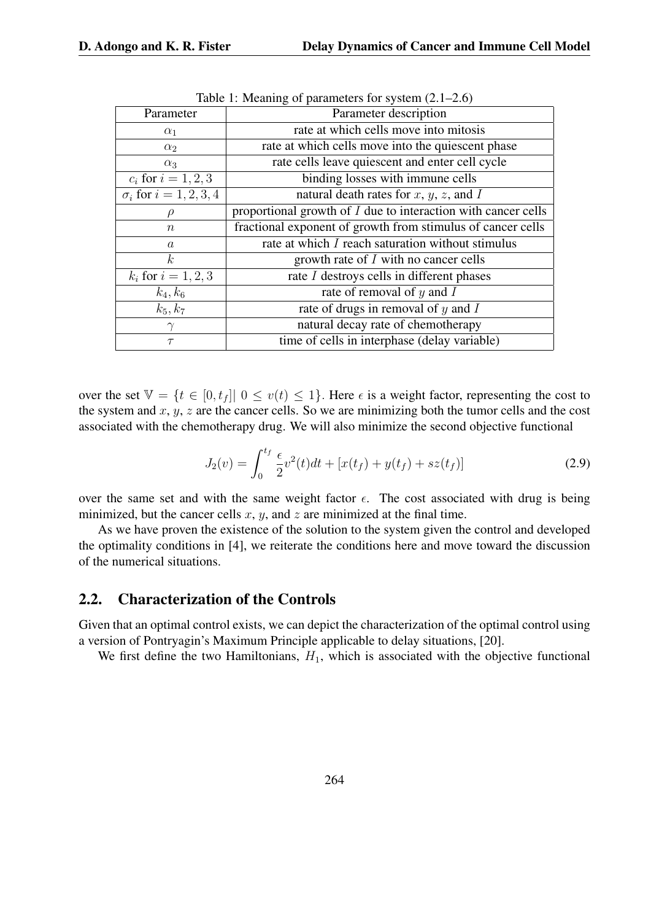Table 1: Meaning of parameters for system (2.1–2.6)

| Parameter | Parameter description |
|---|---|
| $\alpha_1$ | rate at which cells move into mitosis |
| $\alpha_2$ | rate at which cells move into the quiescent phase |
| $\alpha_3$ | rate cells leave quiescent and enter cell cycle |
| $c_i$ for $i = 1, 2, 3$ | binding losses with immune cells |
| $\sigma_i$ for $i = 1, 2, 3, 4$ | natural death rates for $x$, $y$, $z$, and $I$ |
| $\rho$ | proportional growth of $I$ due to interaction with cancer cells |
| $n$ | fractional exponent of growth from stimulus of cancer cells |
| $a$ | rate at which $I$ reach saturation without stimulus |
| $k$ | growth rate of $I$ with no cancer cells |
| $k_i$ for $i = 1, 2, 3$ | rate $I$ destroys cells in different phases |
| $k_4, k_6$ | rate of removal of $y$ and $I$ |
| $k_5, k_7$ | rate of drugs in removal of $y$ and $I$ |
| $\gamma$ | natural decay rate of chemotherapy |
| $\tau$ | time of cells in interphase (delay variable) |

over the set $\mathbb{V} = \{t \in [0, t_f] | \ 0 \leq v(t) \leq 1\}$. Here $\epsilon$ is a weight factor, representing the cost to the system and $x$, $y$, $z$ are the cancer cells. So we are minimizing both the tumor cells and the cost associated with the chemotherapy drug. We will also minimize the second objective functional

$$J_2(v) = \int_0^{t_f} \frac{\epsilon}{2} v^2(t) dt + [x(t_f) + y(t_f) + sz(t_f)] \tag{2.9}$$

over the same set and with the same weight factor $\epsilon$. The cost associated with drug is being minimized, but the cancer cells $x$, $y$, and $z$ are minimized at the final time.

As we have proven the existence of the solution to the system given the control and developed the optimality conditions in [4], we reiterate the conditions here and move toward the discussion of the numerical situations.

## 2.2. Characterization of the Controls

Given that an optimal control exists, we can depict the characterization of the optimal control using a version of Pontryagin's Maximum Principle applicable to delay situations, [20].

We first define the two Hamiltonians, $H_1$, which is associated with the objective functional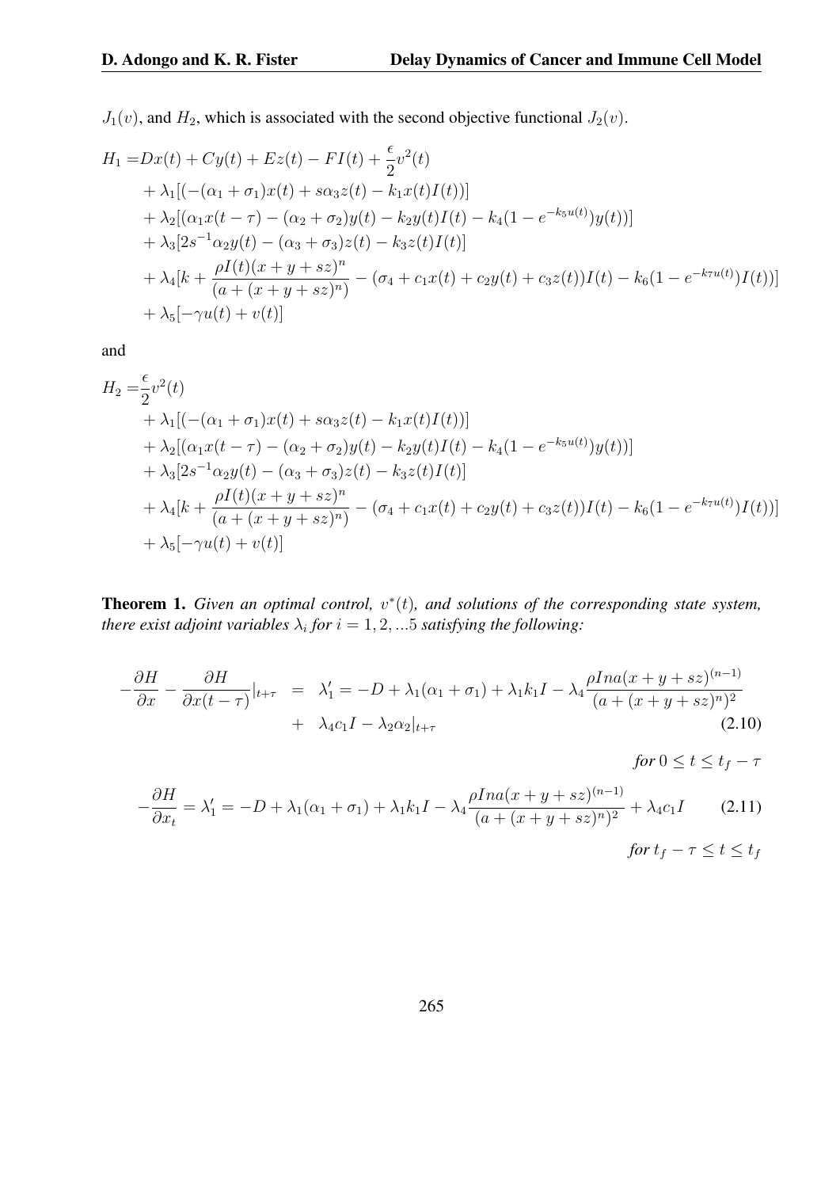$J_1(v)$, and $H_2$, which is associated with the second objective functional $J_2(v)$.

$$
\begin{aligned}
H_1 =& Dx(t) + Cy(t) + Ez(t) - FI(t) + \frac{\epsilon}{2}v^2(t) \\
&+ \lambda_1[(-(\alpha_1+\sigma_1)x(t) + s\alpha_3 z(t) - k_1 x(t)I(t))] \\
&+ \lambda_2[(\alpha_1 x(t-\tau) - (\alpha_2+\sigma_2)y(t) - k_2 y(t)I(t) - k_4(1-e^{-k_5 u(t)})y(t))] \\
&+ \lambda_3[2s^{-1}\alpha_2 y(t) - (\alpha_3+\sigma_3)z(t) - k_3 z(t)I(t)] \\
&+ \lambda_4[k + \frac{\rho I(t)(x+y+sz)^n}{(a+(x+y+sz)^n)} - (\sigma_4 + c_1 x(t) + c_2 y(t) + c_3 z(t))I(t) - k_6(1-e^{-k_7 u(t)})I(t))] \\
&+ \lambda_5[-\gamma u(t) + v(t)]
\end{aligned}
$$

and

$$
\begin{aligned}
H_2 =& \frac{\epsilon}{2}v^2(t) \\
&+ \lambda_1[(-(\alpha_1+\sigma_1)x(t) + s\alpha_3 z(t) - k_1 x(t)I(t))] \\
&+ \lambda_2[(\alpha_1 x(t-\tau) - (\alpha_2+\sigma_2)y(t) - k_2 y(t)I(t) - k_4(1-e^{-k_5 u(t)})y(t))] \\
&+ \lambda_3[2s^{-1}\alpha_2 y(t) - (\alpha_3+\sigma_3)z(t) - k_3 z(t)I(t)] \\
&+ \lambda_4[k + \frac{\rho I(t)(x+y+sz)^n}{(a+(x+y+sz)^n)} - (\sigma_4 + c_1 x(t) + c_2 y(t) + c_3 z(t))I(t) - k_6(1-e^{-k_7 u(t)})I(t))] \\
&+ \lambda_5[-\gamma u(t) + v(t)]
\end{aligned}
$$

**Theorem 1.** *Given an optimal control, $v^*(t)$, and solutions of the corresponding state system, there exist adjoint variables $\lambda_i$ for $i = 1, 2, ...5$ satisfying the following:*

$$
\begin{aligned}
-\frac{\partial H}{\partial x} - \frac{\partial H}{\partial x(t-\tau)}\Big|_{t+\tau} \;=\; & \lambda_1' = -D + \lambda_1(\alpha_1+\sigma_1) + \lambda_1 k_1 I - \lambda_4 \frac{\rho I n a (x+y+sz)^{(n-1)}}{(a+(x+y+sz)^n)^2} \\
&+ \lambda_4 c_1 I - \lambda_2 \alpha_2|_{t+\tau} \qquad (2.10)
\end{aligned}
$$

*for* $0 \le t \le t_f - \tau$

$$
-\frac{\partial H}{\partial x_t} = \lambda_1' = -D + \lambda_1(\alpha_1+\sigma_1) + \lambda_1 k_1 I - \lambda_4 \frac{\rho I n a (x+y+sz)^{(n-1)}}{(a+(x+y+sz)^n)^2} + \lambda_4 c_1 I \qquad (2.11)
$$

*for* $t_f - \tau \le t \le t_f$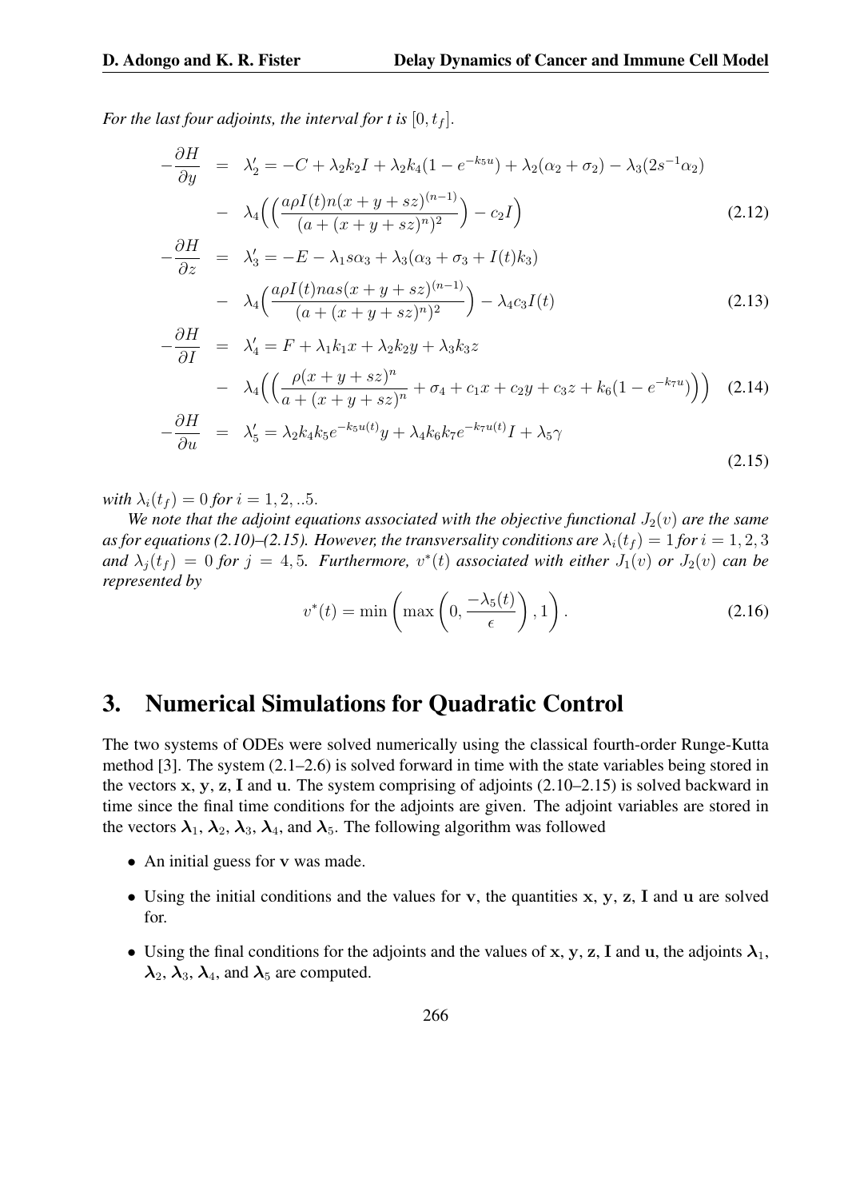*For the last four adjoints, the interval for t is* $[0, t_f]$.

$$
\begin{aligned}
-\frac{\partial H}{\partial y} &= \lambda_2' = -C + \lambda_2 k_2 I + \lambda_2 k_4 (1 - e^{-k_5 u}) + \lambda_2(\alpha_2 + \sigma_2) - \lambda_3(2s^{-1}\alpha_2) \\
&- \lambda_4\Big(\Big(\frac{a\rho I(t) n (x + y + sz)^{(n-1)}}{(a + (x + y + sz)^n)^2}\Big) - c_2 I\Big) \qquad (2.12) \\
-\frac{\partial H}{\partial z} &= \lambda_3' = -E - \lambda_1 s\alpha_3 + \lambda_3(\alpha_3 + \sigma_3 + I(t)k_3) \\
&- \lambda_4\Big(\frac{a\rho I(t) nas(x + y + sz)^{(n-1)}}{(a + (x + y + sz)^n)^2}\Big) - \lambda_4 c_3 I(t) \qquad (2.13) \\
-\frac{\partial H}{\partial I} &= \lambda_4' = F + \lambda_1 k_1 x + \lambda_2 k_2 y + \lambda_3 k_3 z \\
&- \lambda_4\Big(\Big(\frac{\rho(x + y + sz)^n}{a + (x + y + sz)^n} + \sigma_4 + c_1 x + c_2 y + c_3 z + k_6(1 - e^{-k_7 u})\Big)\Big) \qquad (2.14) \\
-\frac{\partial H}{\partial u} &= \lambda_5' = \lambda_2 k_4 k_5 e^{-k_5 u(t)} y + \lambda_4 k_6 k_7 e^{-k_7 u(t)} I + \lambda_5 \gamma \qquad (2.15)
\end{aligned}
$$

*with* $\lambda_i(t_f) = 0$ *for* $i = 1, 2, ..5$.

*We note that the adjoint equations associated with the objective functional* $J_2(v)$ *are the same as for equations (2.10)–(2.15). However, the transversality conditions are* $\lambda_i(t_f) = 1$ *for* $i = 1, 2, 3$ *and* $\lambda_j(t_f) = 0$ *for* $j = 4, 5$. *Furthermore,* $v^*(t)$ *associated with either* $J_1(v)$ *or* $J_2(v)$ *can be represented by*

$$
v^*(t) = \min\left(\max\left(0, \frac{-\lambda_5(t)}{\epsilon}\right), 1\right). \qquad (2.16)
$$

## 3. Numerical Simulations for Quadratic Control

The two systems of ODEs were solved numerically using the classical fourth-order Runge-Kutta method [3]. The system (2.1–2.6) is solved forward in time with the state variables being stored in the vectors $\mathbf{x}$, $\mathbf{y}$, $\mathbf{z}$, $\mathbf{I}$ and $\mathbf{u}$. The system comprising of adjoints (2.10–2.15) is solved backward in time since the final time conditions for the adjoints are given. The adjoint variables are stored in the vectors $\boldsymbol{\lambda}_1$, $\boldsymbol{\lambda}_2$, $\boldsymbol{\lambda}_3$, $\boldsymbol{\lambda}_4$, and $\boldsymbol{\lambda}_5$. The following algorithm was followed

- An initial guess for $\mathbf{v}$ was made.
- Using the initial conditions and the values for $\mathbf{v}$, the quantities $\mathbf{x}$, $\mathbf{y}$, $\mathbf{z}$, $\mathbf{I}$ and $\mathbf{u}$ are solved for.
- Using the final conditions for the adjoints and the values of $\mathbf{x}$, $\mathbf{y}$, $\mathbf{z}$, $\mathbf{I}$ and $\mathbf{u}$, the adjoints $\boldsymbol{\lambda}_1$, $\boldsymbol{\lambda}_2$, $\boldsymbol{\lambda}_3$, $\boldsymbol{\lambda}_4$, and $\boldsymbol{\lambda}_5$ are computed.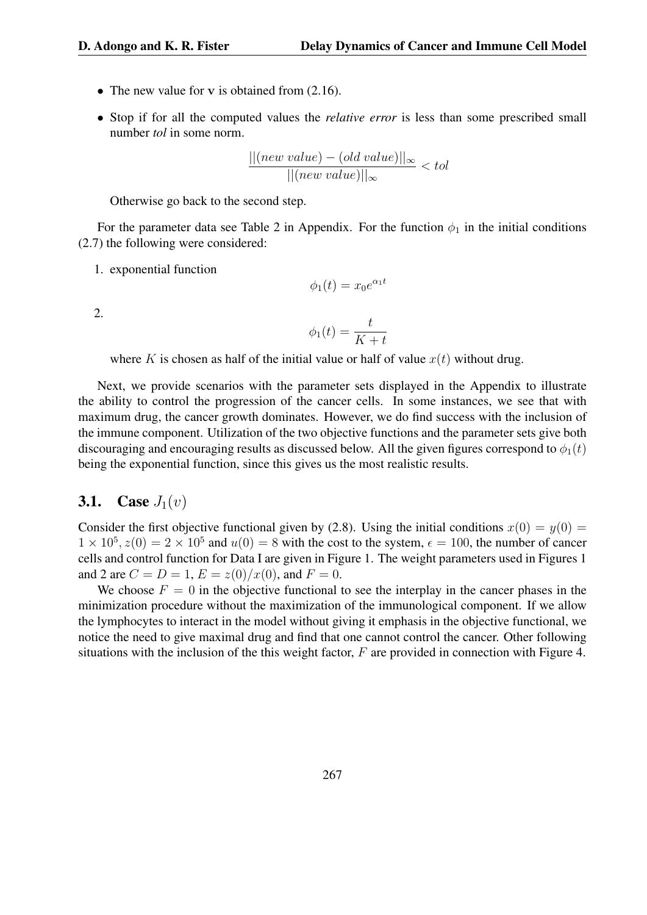- The new value for **v** is obtained from (2.16).
- Stop if for all the computed values the *relative error* is less than some prescribed small number *tol* in some norm.

$$\frac{||(new\ value) - (old\ value)||_\infty}{||(new\ value)||_\infty} < tol$$

  Otherwise go back to the second step.

For the parameter data see Table 2 in Appendix. For the function $\phi_1$ in the initial conditions (2.7) the following were considered:

1. exponential function

$$\phi_1(t) = x_0 e^{\alpha_1 t}$$

2. 

$$\phi_1(t) = \frac{t}{K + t}$$

   where $K$ is chosen as half of the initial value or half of value $x(t)$ without drug.

Next, we provide scenarios with the parameter sets displayed in the Appendix to illustrate the ability to control the progression of the cancer cells. In some instances, we see that with maximum drug, the cancer growth dominates. However, we do find success with the inclusion of the immune component. Utilization of the two objective functions and the parameter sets give both discouraging and encouraging results as discussed below. All the given figures correspond to $\phi_1(t)$ being the exponential function, since this gives us the most realistic results.

## 3.1. Case $J_1(v)$

Consider the first objective functional given by (2.8). Using the initial conditions $x(0) = y(0) = 1 \times 10^5$, $z(0) = 2 \times 10^5$ and $u(0) = 8$ with the cost to the system, $\epsilon = 100$, the number of cancer cells and control function for Data I are given in Figure 1. The weight parameters used in Figures 1 and 2 are $C = D = 1$, $E = z(0)/x(0)$, and $F = 0$.

We choose $F = 0$ in the objective functional to see the interplay in the cancer phases in the minimization procedure without the maximization of the immunological component. If we allow the lymphocytes to interact in the model without giving it emphasis in the objective functional, we notice the need to give maximal drug and find that one cannot control the cancer. Other following situations with the inclusion of the this weight factor, $F$ are provided in connection with Figure 4.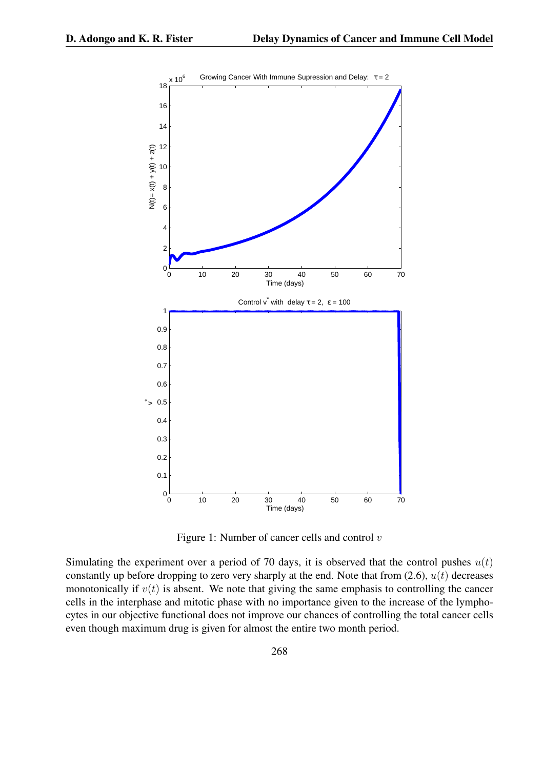Growing Cancer With Immune Supression and Delay: $\tau = 2$

x $10^6$

18
16
14
12
10
8
6
4
2
0

$N(t) = x(t) + y(t) + z(t)$

0 10 20 30 40 50 60 70

Time (days)

Control $v^*$ with delay $\tau = 2$, $\epsilon = 100$

1
0.9
0.8
0.7
0.6
0.5
0.4
0.3
0.2
0.1
0

$v^*$

0 10 20 30 40 50 60 70

Time (days)

Figure 1: Number of cancer cells and control $v$

Simulating the experiment over a period of 70 days, it is observed that the control pushes $u(t)$ constantly up before dropping to zero very sharply at the end. Note that from (2.6), $u(t)$ decreases monotonically if $v(t)$ is absent. We note that giving the same emphasis to controlling the cancer cells in the interphase and mitotic phase with no importance given to the increase of the lymphocytes in our objective functional does not improve our chances of controlling the total cancer cells even though maximum drug is given for almost the entire two month period.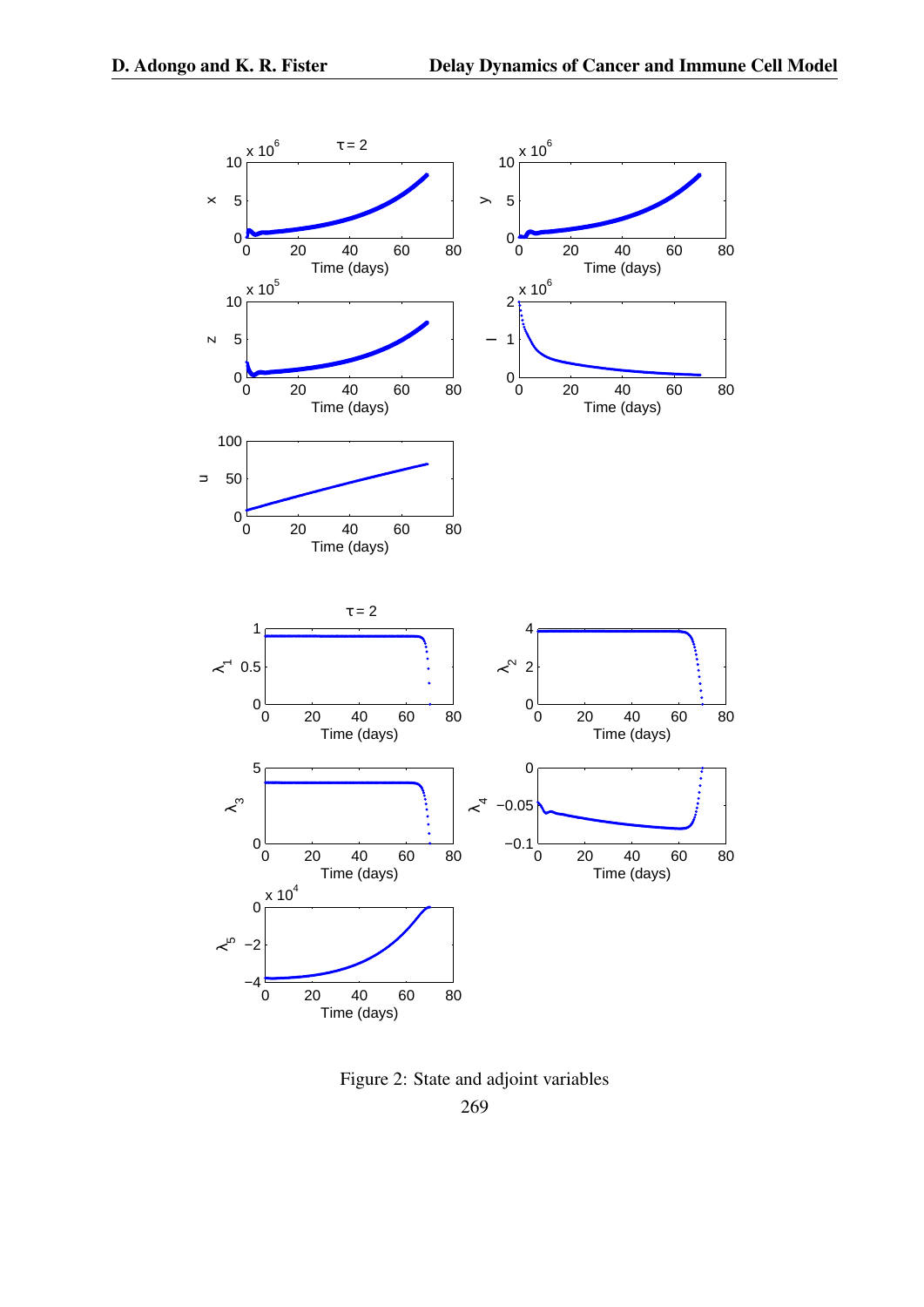τ = 2

x 10^6

10

5

0

x

0 20 40 60 80

Time (days)

x 10^6

10

5

0

y

0 20 40 60 80

Time (days)

x 10^5

10

5

0

z

0 20 40 60 80

Time (days)

x 10^6

2

1

0

I

0 20 40 60 80

Time (days)

100

50

0

u

0 20 40 60 80

Time (days)

τ = 2

1

0.5

0

$\lambda_1$

0 20 40 60 80

Time (days)

4

2

0

$\lambda_2$

0 20 40 60 80

Time (days)

5

0

$\lambda_3$

0 20 40 60 80

Time (days)

0

−0.05

−0.1

$\lambda_4$

0 20 40 60 80

Time (days)

x 10^4

0

−2

−4

$\lambda_5$

0 20 40 60 80

Time (days)

Figure 2: State and adjoint variables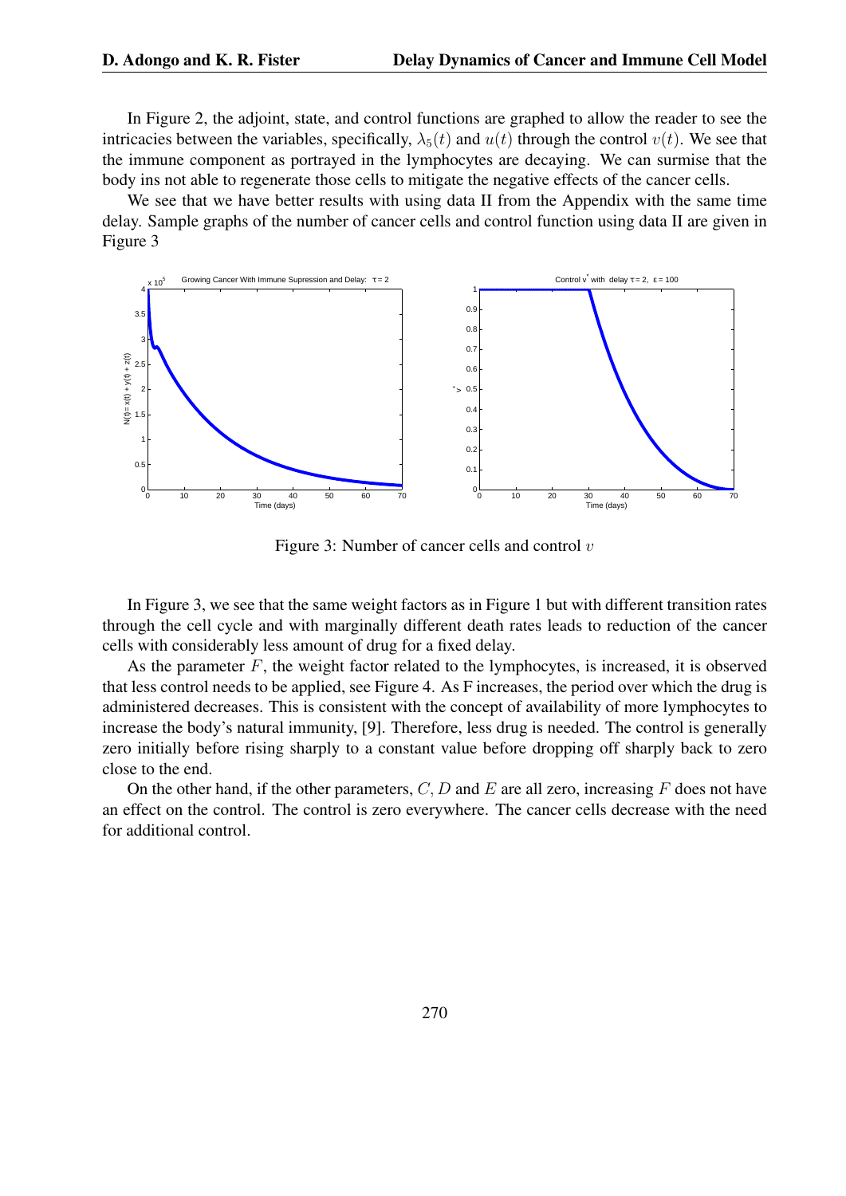In Figure 2, the adjoint, state, and control functions are graphed to allow the reader to see the intricacies between the variables, specifically, $\lambda_5(t)$ and $u(t)$ through the control $v(t)$. We see that the immune component as portrayed in the lymphocytes are decaying. We can surmise that the body ins not able to regenerate those cells to mitigate the negative effects of the cancer cells.

We see that we have better results with using data II from the Appendix with the same time delay. Sample graphs of the number of cancer cells and control function using data II are given in Figure 3

Growing Cancer With Immune Supression and Delay: τ = 2

x 10^5

N(t)= x(t) + y(t) + z(t)

Time (days)

Control v* with delay τ = 2, ε = 100

v*

Time (days)

Figure 3: Number of cancer cells and control $v$

In Figure 3, we see that the same weight factors as in Figure 1 but with different transition rates through the cell cycle and with marginally different death rates leads to reduction of the cancer cells with considerably less amount of drug for a fixed delay.

As the parameter $F$, the weight factor related to the lymphocytes, is increased, it is observed that less control needs to be applied, see Figure 4. As F increases, the period over which the drug is administered decreases. This is consistent with the concept of availability of more lymphocytes to increase the body's natural immunity, [9]. Therefore, less drug is needed. The control is generally zero initially before rising sharply to a constant value before dropping off sharply back to zero close to the end.

On the other hand, if the other parameters, $C, D$ and $E$ are all zero, increasing $F$ does not have an effect on the control. The control is zero everywhere. The cancer cells decrease with the need for additional control.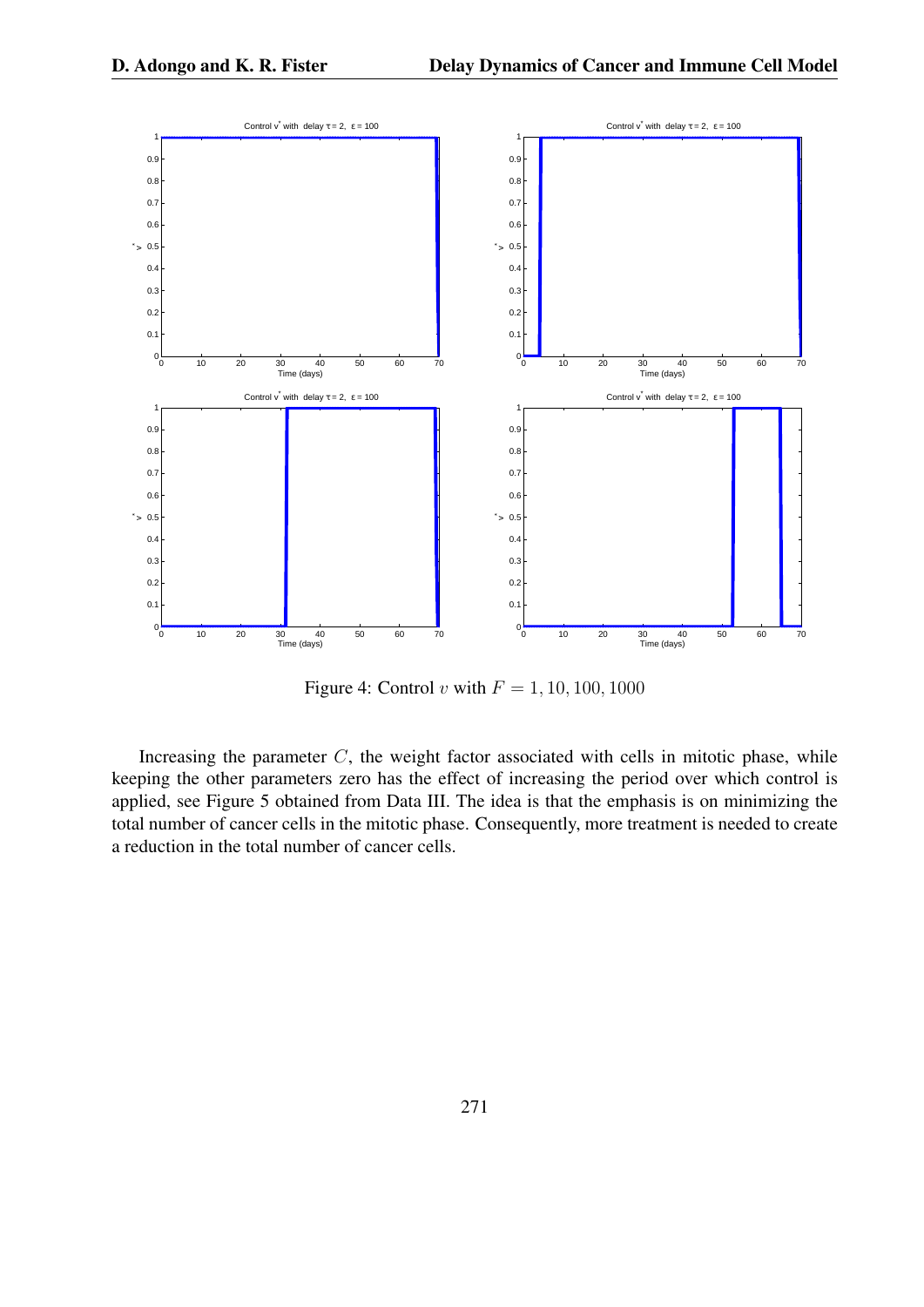Control $v^*$ with delay $\tau = 2$, $\varepsilon = 100$

$v^*$

Time (days)

0 10 20 30 40 50 60 70

0 0.1 0.2 0.3 0.4 0.5 0.6 0.7 0.8 0.9 1

Control $v^*$ with delay $\tau = 2$, $\varepsilon = 100$

$v^*$

Time (days)

0 10 20 30 40 50 60 70

0 0.1 0.2 0.3 0.4 0.5 0.6 0.7 0.8 0.9 1

Control $v^*$ with delay $\tau = 2$, $\varepsilon = 100$

$v^*$

Time (days)

0 10 20 30 40 50 60 70

0 0.1 0.2 0.3 0.4 0.5 0.6 0.7 0.8 0.9 1

Control $v^*$ with delay $\tau = 2$, $\varepsilon = 100$

$v^*$

Time (days)

0 10 20 30 40 50 60 70

0 0.1 0.2 0.3 0.4 0.5 0.6 0.7 0.8 0.9 1

Figure 4: Control $v$ with $F = 1, 10, 100, 1000$

Increasing the parameter $C$, the weight factor associated with cells in mitotic phase, while keeping the other parameters zero has the effect of increasing the period over which control is applied, see Figure 5 obtained from Data III. The idea is that the emphasis is on minimizing the total number of cancer cells in the mitotic phase. Consequently, more treatment is needed to create a reduction in the total number of cancer cells.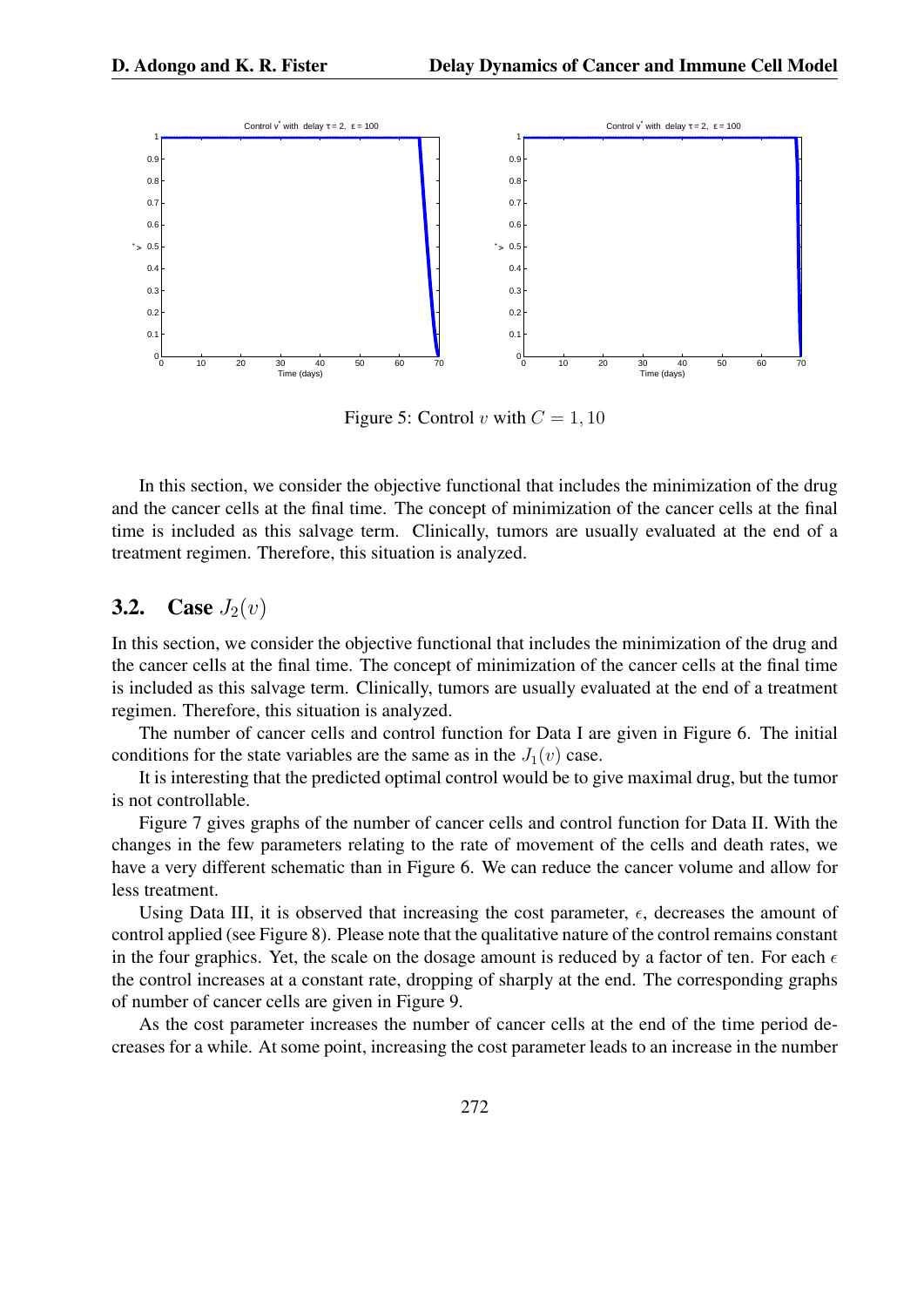Control v* with delay τ = 2, ε = 100

v*

Time (days)

0 10 20 30 40 50 60 70

0 0.1 0.2 0.3 0.4 0.5 0.6 0.7 0.8 0.9 1

Control v* with delay τ = 2, ε = 100

v*

Time (days)

0 10 20 30 40 50 60 70

0 0.1 0.2 0.3 0.4 0.5 0.6 0.7 0.8 0.9 1

Figure 5: Control $v$ with $C = 1, 10$

In this section, we consider the objective functional that includes the minimization of the drug and the cancer cells at the final time. The concept of minimization of the cancer cells at the final time is included as this salvage term. Clinically, tumors are usually evaluated at the end of a treatment regimen. Therefore, this situation is analyzed.

## 3.2. Case $J_2(v)$

In this section, we consider the objective functional that includes the minimization of the drug and the cancer cells at the final time. The concept of minimization of the cancer cells at the final time is included as this salvage term. Clinically, tumors are usually evaluated at the end of a treatment regimen. Therefore, this situation is analyzed.

The number of cancer cells and control function for Data I are given in Figure 6. The initial conditions for the state variables are the same as in the $J_1(v)$ case.

It is interesting that the predicted optimal control would be to give maximal drug, but the tumor is not controllable.

Figure 7 gives graphs of the number of cancer cells and control function for Data II. With the changes in the few parameters relating to the rate of movement of the cells and death rates, we have a very different schematic than in Figure 6. We can reduce the cancer volume and allow for less treatment.

Using Data III, it is observed that increasing the cost parameter, $\epsilon$, decreases the amount of control applied (see Figure 8). Please note that the qualitative nature of the control remains constant in the four graphics. Yet, the scale on the dosage amount is reduced by a factor of ten. For each $\epsilon$ the control increases at a constant rate, dropping of sharply at the end. The corresponding graphs of number of cancer cells are given in Figure 9.

As the cost parameter increases the number of cancer cells at the end of the time period decreases for a while. At some point, increasing the cost parameter leads to an increase in the number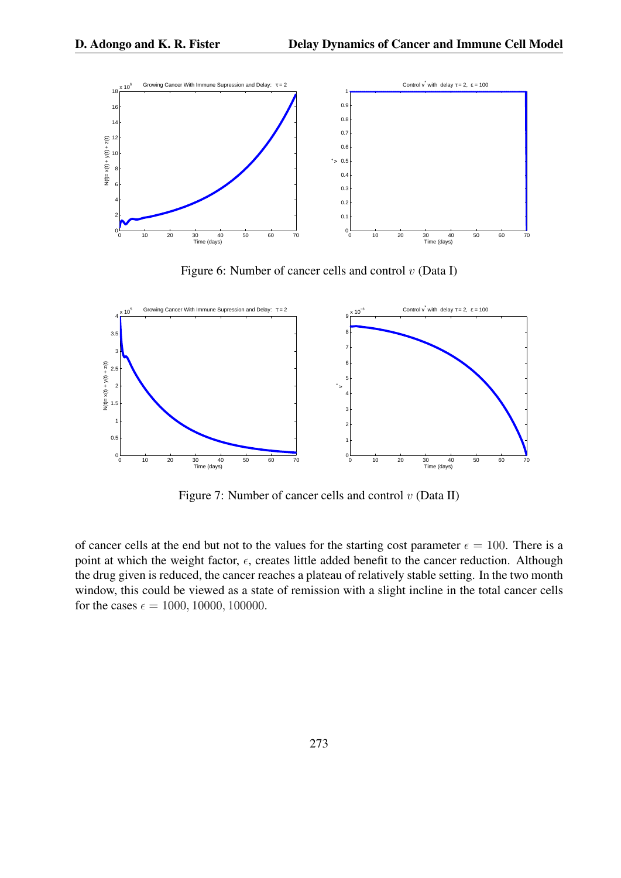Growing Cancer With Immune Supression and Delay: $\tau = 2$

$N(t) = x(t) + y(t) + z(t)$

x $10^6$

Time (days)

Control $v^*$ with delay $\tau = 2$, $\epsilon = 100$

$v^*$

Time (days)

Figure 6: Number of cancer cells and control $v$ (Data I)

Growing Cancer With Immune Supression and Delay: $\tau = 2$

$N(t) = x(t) + y(t) + z(t)$

x $10^5$

Time (days)

Control $v^*$ with delay $\tau = 2$, $\epsilon = 100$

$v^*$

x $10^{-3}$

Time (days)

Figure 7: Number of cancer cells and control $v$ (Data II)

of cancer cells at the end but not to the values for the starting cost parameter $\epsilon = 100$. There is a point at which the weight factor, $\epsilon$, creates little added benefit to the cancer reduction. Although the drug given is reduced, the cancer reaches a plateau of relatively stable setting. In the two month window, this could be viewed as a state of remission with a slight incline in the total cancer cells for the cases $\epsilon = 1000, 10000, 100000$.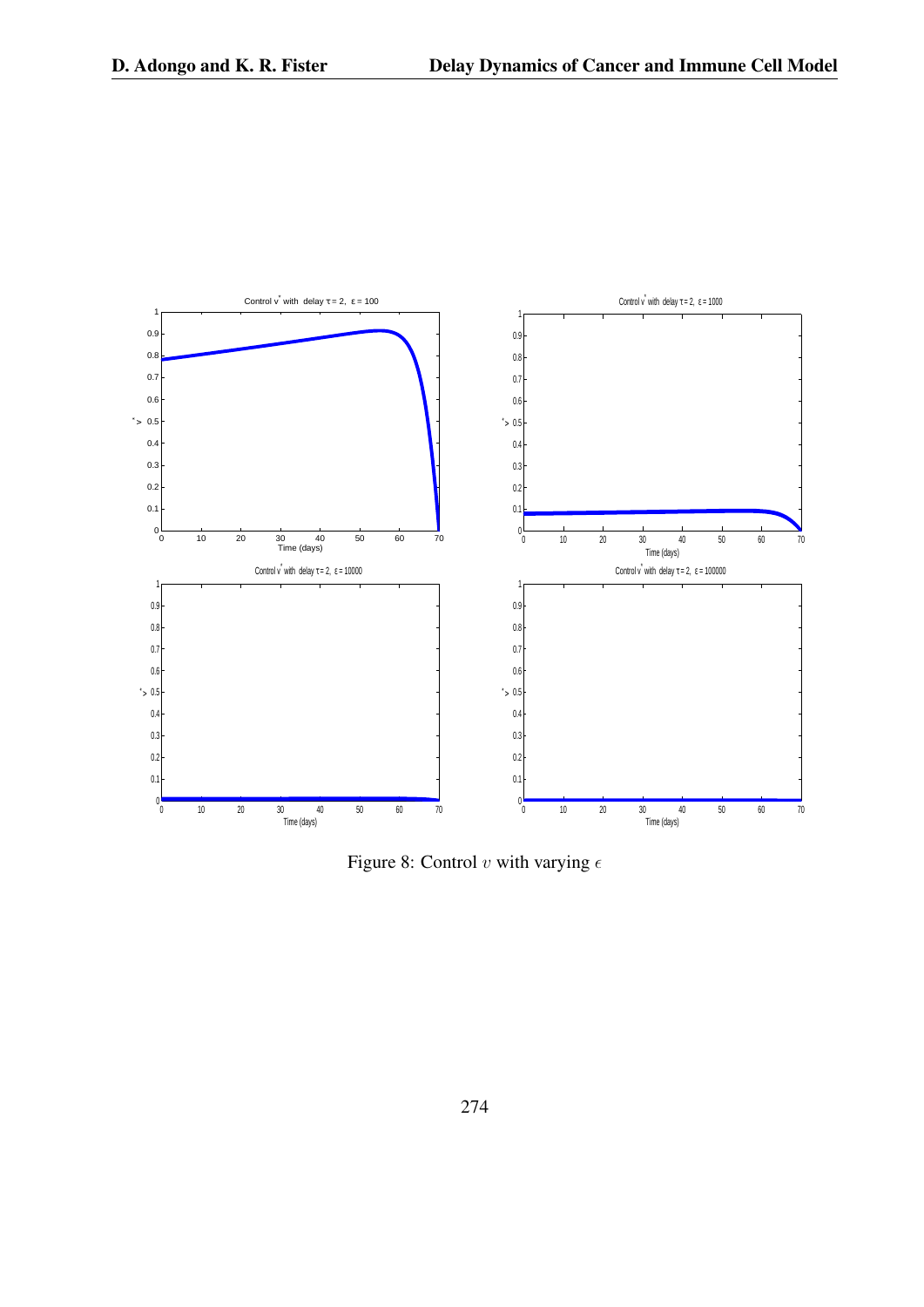Control $v^*$ with delay $\tau = 2$, $\epsilon = 100$

Control $v^*$ with delay $\tau = 2$, $\epsilon = 1000$

Control $v^*$ with delay $\tau = 2$, $\epsilon = 10000$

Control $v^*$ with delay $\tau = 2$, $\epsilon = 100000$

$v^*$

Time (days)

0 10 20 30 40 50 60 70

0 0.1 0.2 0.3 0.4 0.5 0.6 0.7 0.8 0.9 1

Figure 8: Control $v$ with varying $\epsilon$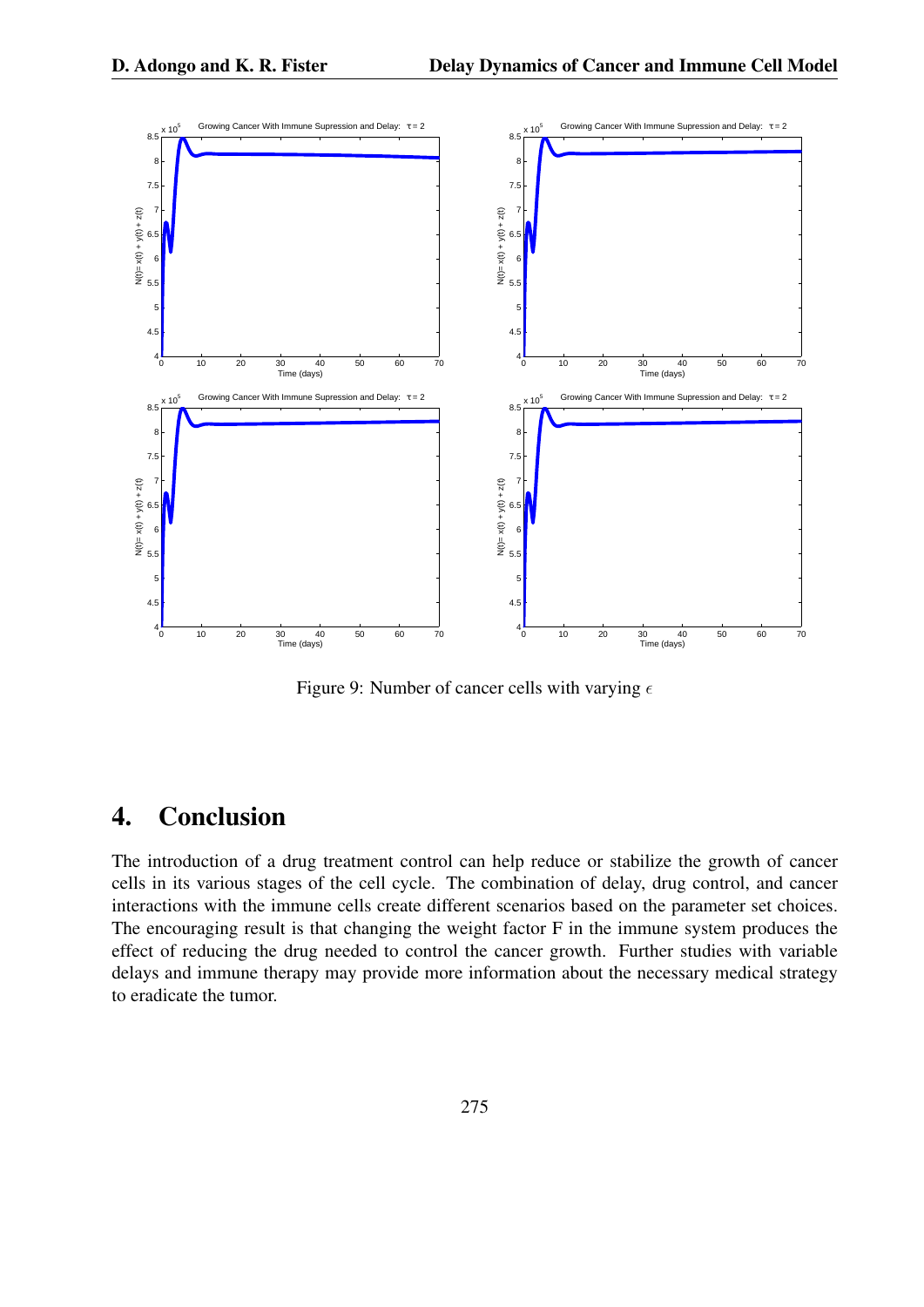Figure 9: Number of cancer cells with varying $\epsilon$

## 4. Conclusion

The introduction of a drug treatment control can help reduce or stabilize the growth of cancer cells in its various stages of the cell cycle. The combination of delay, drug control, and cancer interactions with the immune cells create different scenarios based on the parameter set choices. The encouraging result is that changing the weight factor F in the immune system produces the effect of reducing the drug needed to control the cancer growth. Further studies with variable delays and immune therapy may provide more information about the necessary medical strategy to eradicate the tumor.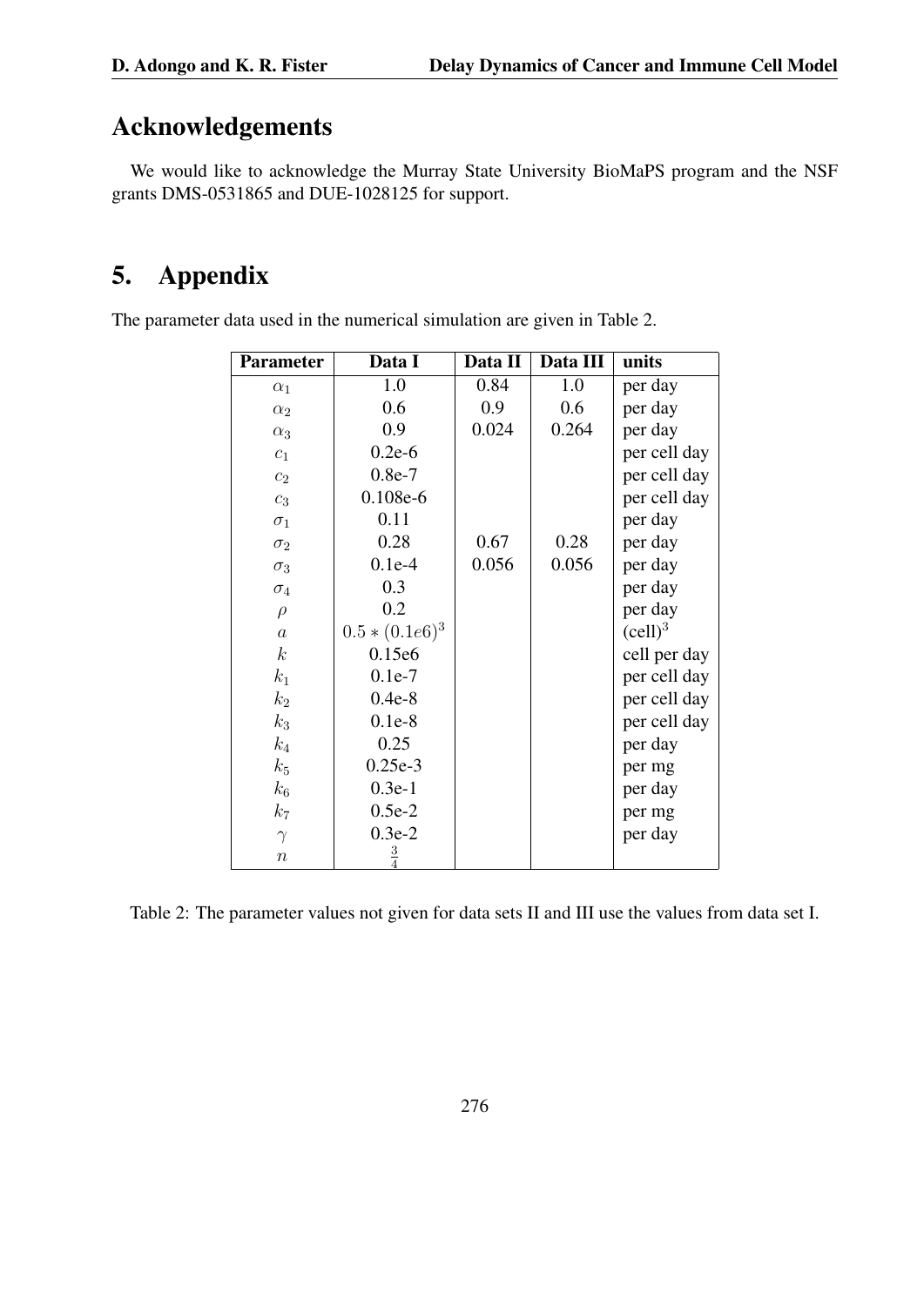## Acknowledgements

We would like to acknowledge the Murray State University BioMaPS program and the NSF grants DMS-0531865 and DUE-1028125 for support.

# 5. Appendix

The parameter data used in the numerical simulation are given in Table 2.

| Parameter | Data I | Data II | Data III | units |
|---|---|---|---|---|
| $\alpha_1$ | 1.0 | 0.84 | 1.0 | per day |
| $\alpha_2$ | 0.6 | 0.9 | 0.6 | per day |
| $\alpha_3$ | 0.9 | 0.024 | 0.264 | per day |
| $c_1$ | 0.2e-6 | | | per cell day |
| $c_2$ | 0.8e-7 | | | per cell day |
| $c_3$ | 0.108e-6 | | | per cell day |
| $\sigma_1$ | 0.11 | | | per day |
| $\sigma_2$ | 0.28 | 0.67 | 0.28 | per day |
| $\sigma_3$ | 0.1e-4 | 0.056 | 0.056 | per day |
| $\sigma_4$ | 0.3 | | | per day |
| $\rho$ | 0.2 | | | per day |
| $a$ | $0.5 * (0.1e6)^3$ | | | $(\text{cell})^3$ |
| $k$ | 0.15e6 | | | cell per day |
| $k_1$ | 0.1e-7 | | | per cell day |
| $k_2$ | 0.4e-8 | | | per cell day |
| $k_3$ | 0.1e-8 | | | per cell day |
| $k_4$ | 0.25 | | | per day |
| $k_5$ | 0.25e-3 | | | per mg |
| $k_6$ | 0.3e-1 | | | per day |
| $k_7$ | 0.5e-2 | | | per mg |
| $\gamma$ | 0.3e-2 | | | per day |
| $n$ | $\frac{3}{4}$ | | | |

Table 2: The parameter values not given for data sets II and III use the values from data set I.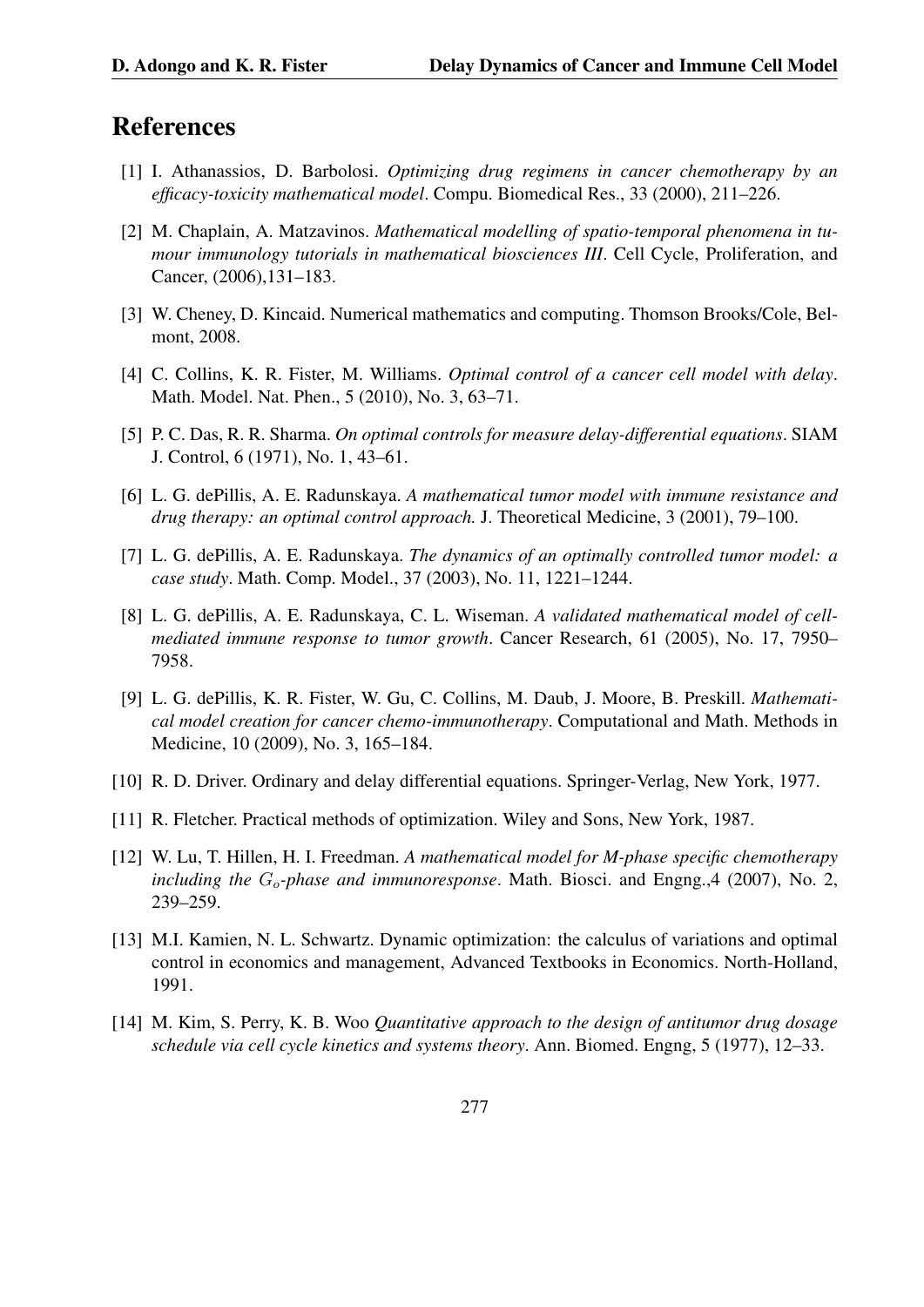## References

[1] I. Athanassios, D. Barbolosi. *Optimizing drug regimens in cancer chemotherapy by an efficacy-toxicity mathematical model*. Compu. Biomedical Res., 33 (2000), 211–226.

[2] M. Chaplain, A. Matzavinos. *Mathematical modelling of spatio-temporal phenomena in tumour immunology tutorials in mathematical biosciences III*. Cell Cycle, Proliferation, and Cancer, (2006),131–183.

[3] W. Cheney, D. Kincaid. Numerical mathematics and computing. Thomson Brooks/Cole, Belmont, 2008.

[4] C. Collins, K. R. Fister, M. Williams. *Optimal control of a cancer cell model with delay*. Math. Model. Nat. Phen., 5 (2010), No. 3, 63–71.

[5] P. C. Das, R. R. Sharma. *On optimal controls for measure delay-differential equations*. SIAM J. Control, 6 (1971), No. 1, 43–61.

[6] L. G. dePillis, A. E. Radunskaya. *A mathematical tumor model with immune resistance and drug therapy: an optimal control approach.* J. Theoretical Medicine, 3 (2001), 79–100.

[7] L. G. dePillis, A. E. Radunskaya. *The dynamics of an optimally controlled tumor model: a case study*. Math. Comp. Model., 37 (2003), No. 11, 1221–1244.

[8] L. G. dePillis, A. E. Radunskaya, C. L. Wiseman. *A validated mathematical model of cell-mediated immune response to tumor growth*. Cancer Research, 61 (2005), No. 17, 7950–7958.

[9] L. G. dePillis, K. R. Fister, W. Gu, C. Collins, M. Daub, J. Moore, B. Preskill. *Mathematical model creation for cancer chemo-immunotherapy*. Computational and Math. Methods in Medicine, 10 (2009), No. 3, 165–184.

[10] R. D. Driver. Ordinary and delay differential equations. Springer-Verlag, New York, 1977.

[11] R. Fletcher. Practical methods of optimization. Wiley and Sons, New York, 1987.

[12] W. Lu, T. Hillen, H. I. Freedman. *A mathematical model for M-phase specific chemotherapy including the $G_o$-phase and immunoresponse*. Math. Biosci. and Engng.,4 (2007), No. 2, 239–259.

[13] M.I. Kamien, N. L. Schwartz. Dynamic optimization: the calculus of variations and optimal control in economics and management, Advanced Textbooks in Economics. North-Holland, 1991.

[14] M. Kim, S. Perry, K. B. Woo *Quantitative approach to the design of antitumor drug dosage schedule via cell cycle kinetics and systems theory*. Ann. Biomed. Engng, 5 (1977), 12–33.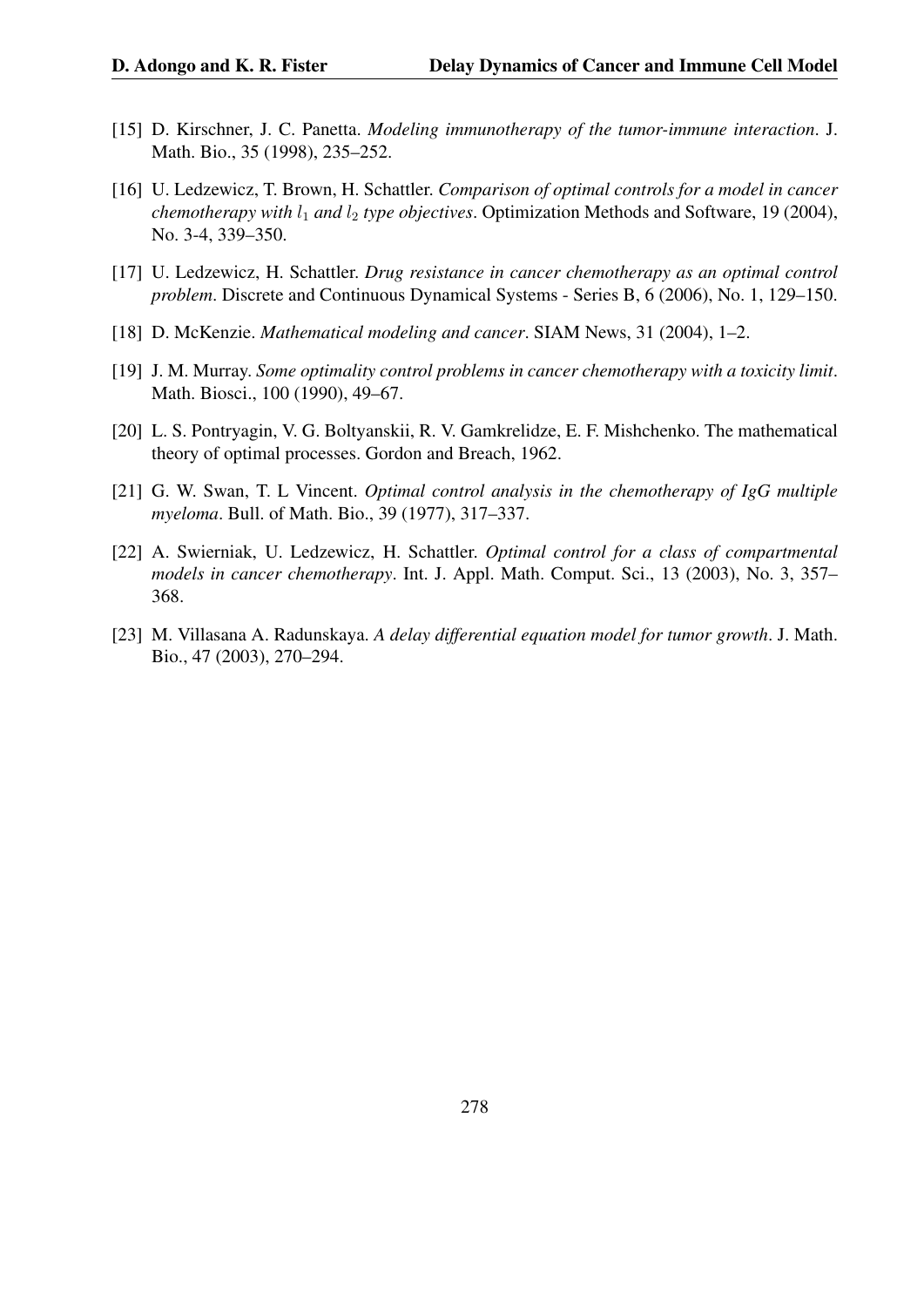[15] D. Kirschner, J. C. Panetta. *Modeling immunotherapy of the tumor-immune interaction*. J. Math. Bio., 35 (1998), 235–252.

[16] U. Ledzewicz, T. Brown, H. Schattler. *Comparison of optimal controls for a model in cancer chemotherapy with $l_1$ and $l_2$ type objectives*. Optimization Methods and Software, 19 (2004), No. 3-4, 339–350.

[17] U. Ledzewicz, H. Schattler. *Drug resistance in cancer chemotherapy as an optimal control problem*. Discrete and Continuous Dynamical Systems - Series B, 6 (2006), No. 1, 129–150.

[18] D. McKenzie. *Mathematical modeling and cancer*. SIAM News, 31 (2004), 1–2.

[19] J. M. Murray. *Some optimality control problems in cancer chemotherapy with a toxicity limit*. Math. Biosci., 100 (1990), 49–67.

[20] L. S. Pontryagin, V. G. Boltyanskii, R. V. Gamkrelidze, E. F. Mishchenko. The mathematical theory of optimal processes. Gordon and Breach, 1962.

[21] G. W. Swan, T. L Vincent. *Optimal control analysis in the chemotherapy of IgG multiple myeloma*. Bull. of Math. Bio., 39 (1977), 317–337.

[22] A. Swierniak, U. Ledzewicz, H. Schattler. *Optimal control for a class of compartmental models in cancer chemotherapy*. Int. J. Appl. Math. Comput. Sci., 13 (2003), No. 3, 357–368.

[23] M. Villasana A. Radunskaya. *A delay differential equation model for tumor growth*. J. Math. Bio., 47 (2003), 270–294.